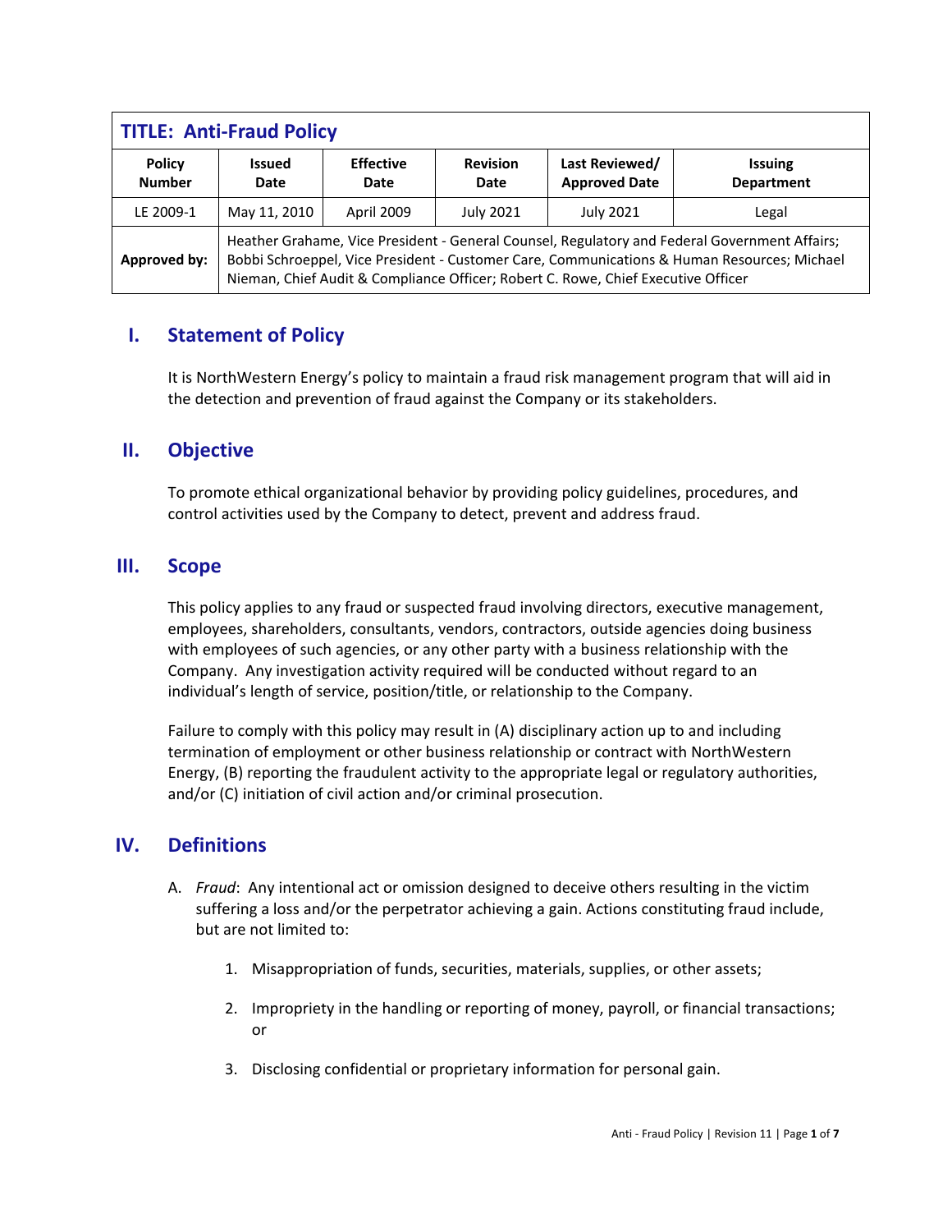| TITLE: Anti-Fraud Policy | | | | | |
|---|---|---|---|---|---|
| **Policy Number** | **Issued Date** | **Effective Date** | **Revision Date** | **Last Reviewed/ Approved Date** | **Issuing Department** |
| LE 2009-1 | May 11, 2010 | April 2009 | July 2021 | July 2021 | Legal |
| **Approved by:** | Heather Grahame, Vice President - General Counsel, Regulatory and Federal Government Affairs; Bobbi Schroeppel, Vice President - Customer Care, Communications & Human Resources; Michael Nieman, Chief Audit & Compliance Officer; Robert C. Rowe, Chief Executive Officer | | | | |

## I. Statement of Policy

It is NorthWestern Energy's policy to maintain a fraud risk management program that will aid in the detection and prevention of fraud against the Company or its stakeholders.

## II. Objective

To promote ethical organizational behavior by providing policy guidelines, procedures, and control activities used by the Company to detect, prevent and address fraud.

## III. Scope

This policy applies to any fraud or suspected fraud involving directors, executive management, employees, shareholders, consultants, vendors, contractors, outside agencies doing business with employees of such agencies, or any other party with a business relationship with the Company. Any investigation activity required will be conducted without regard to an individual's length of service, position/title, or relationship to the Company.

Failure to comply with this policy may result in (A) disciplinary action up to and including termination of employment or other business relationship or contract with NorthWestern Energy, (B) reporting the fraudulent activity to the appropriate legal or regulatory authorities, and/or (C) initiation of civil action and/or criminal prosecution.

## IV. Definitions

A. *Fraud*: Any intentional act or omission designed to deceive others resulting in the victim suffering a loss and/or the perpetrator achieving a gain. Actions constituting fraud include, but are not limited to:

1. Misappropriation of funds, securities, materials, supplies, or other assets;

2. Impropriety in the handling or reporting of money, payroll, or financial transactions; or

3. Disclosing confidential or proprietary information for personal gain.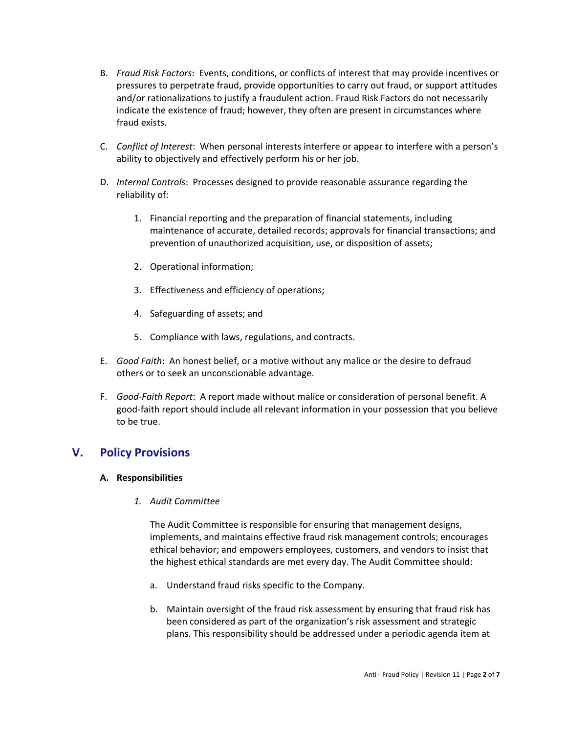B. *Fraud Risk Factors*: Events, conditions, or conflicts of interest that may provide incentives or pressures to perpetrate fraud, provide opportunities to carry out fraud, or support attitudes and/or rationalizations to justify a fraudulent action. Fraud Risk Factors do not necessarily indicate the existence of fraud; however, they often are present in circumstances where fraud exists.

C. *Conflict of Interest*: When personal interests interfere or appear to interfere with a person's ability to objectively and effectively perform his or her job.

D. *Internal Controls*: Processes designed to provide reasonable assurance regarding the reliability of:

   1. Financial reporting and the preparation of financial statements, including maintenance of accurate, detailed records; approvals for financial transactions; and prevention of unauthorized acquisition, use, or disposition of assets;

   2. Operational information;

   3. Effectiveness and efficiency of operations;

   4. Safeguarding of assets; and

   5. Compliance with laws, regulations, and contracts.

E. *Good Faith*: An honest belief, or a motive without any malice or the desire to defraud others or to seek an unconscionable advantage.

F. *Good-Faith Report*: A report made without malice or consideration of personal benefit. A good-faith report should include all relevant information in your possession that you believe to be true.

## V. Policy Provisions

### A. Responsibilities

1. *Audit Committee*

   The Audit Committee is responsible for ensuring that management designs, implements, and maintains effective fraud risk management controls; encourages ethical behavior; and empowers employees, customers, and vendors to insist that the highest ethical standards are met every day. The Audit Committee should:

   a. Understand fraud risks specific to the Company.

   b. Maintain oversight of the fraud risk assessment by ensuring that fraud risk has been considered as part of the organization's risk assessment and strategic plans. This responsibility should be addressed under a periodic agenda item at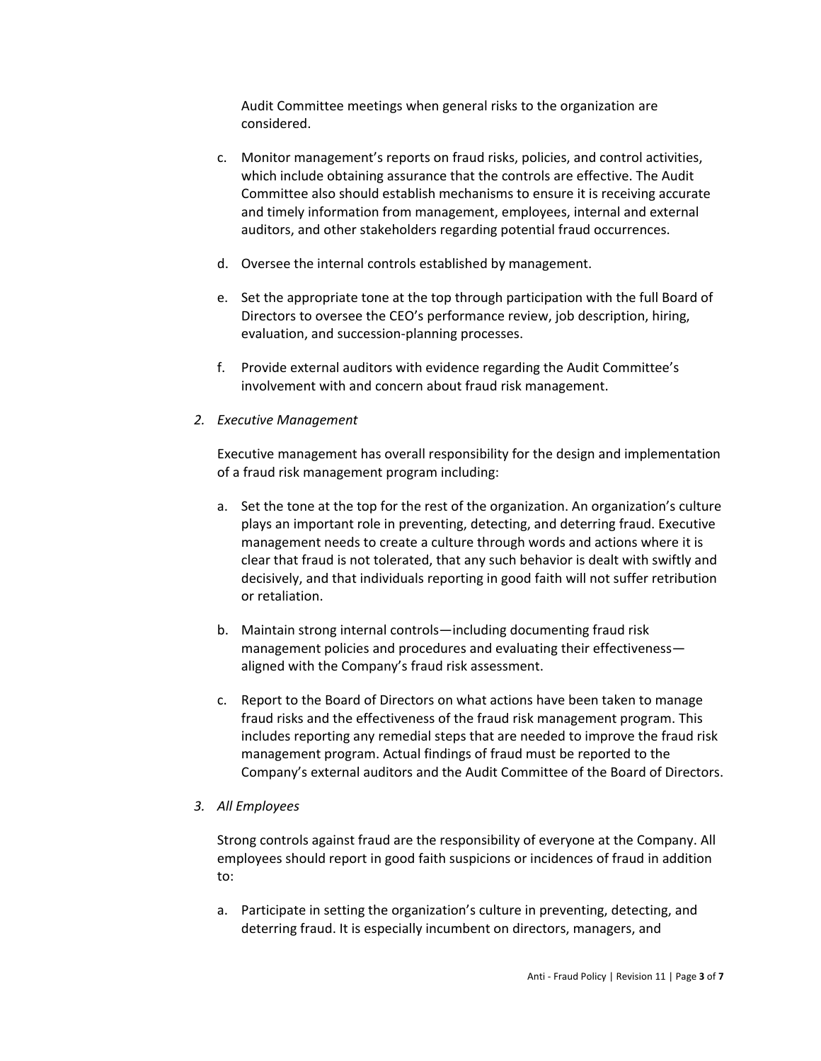Audit Committee meetings when general risks to the organization are considered.

c. Monitor management's reports on fraud risks, policies, and control activities, which include obtaining assurance that the controls are effective. The Audit Committee also should establish mechanisms to ensure it is receiving accurate and timely information from management, employees, internal and external auditors, and other stakeholders regarding potential fraud occurrences.

d. Oversee the internal controls established by management.

e. Set the appropriate tone at the top through participation with the full Board of Directors to oversee the CEO's performance review, job description, hiring, evaluation, and succession-planning processes.

f. Provide external auditors with evidence regarding the Audit Committee's involvement with and concern about fraud risk management.

2. *Executive Management*

Executive management has overall responsibility for the design and implementation of a fraud risk management program including:

a. Set the tone at the top for the rest of the organization. An organization's culture plays an important role in preventing, detecting, and deterring fraud. Executive management needs to create a culture through words and actions where it is clear that fraud is not tolerated, that any such behavior is dealt with swiftly and decisively, and that individuals reporting in good faith will not suffer retribution or retaliation.

b. Maintain strong internal controls—including documenting fraud risk management policies and procedures and evaluating their effectiveness—aligned with the Company's fraud risk assessment.

c. Report to the Board of Directors on what actions have been taken to manage fraud risks and the effectiveness of the fraud risk management program. This includes reporting any remedial steps that are needed to improve the fraud risk management program. Actual findings of fraud must be reported to the Company's external auditors and the Audit Committee of the Board of Directors.

3. *All Employees*

Strong controls against fraud are the responsibility of everyone at the Company. All employees should report in good faith suspicions or incidences of fraud in addition to:

a. Participate in setting the organization's culture in preventing, detecting, and deterring fraud. It is especially incumbent on directors, managers, and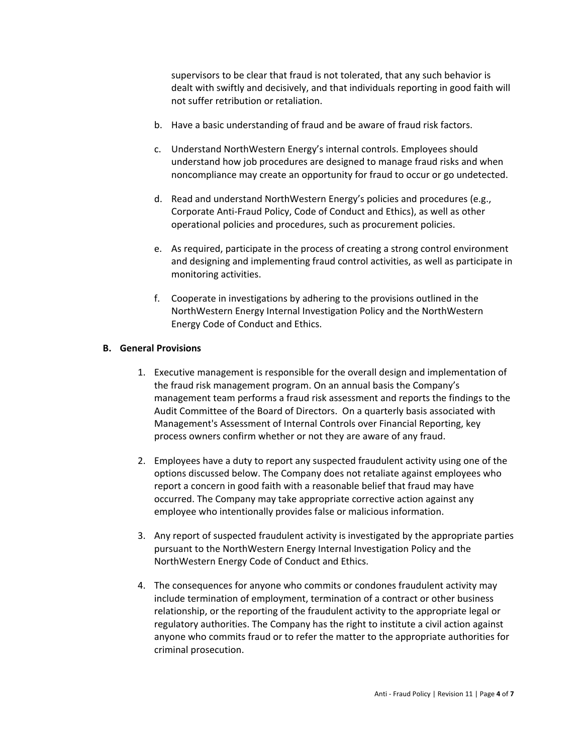supervisors to be clear that fraud is not tolerated, that any such behavior is dealt with swiftly and decisively, and that individuals reporting in good faith will not suffer retribution or retaliation.

b. Have a basic understanding of fraud and be aware of fraud risk factors.

c. Understand NorthWestern Energy's internal controls. Employees should understand how job procedures are designed to manage fraud risks and when noncompliance may create an opportunity for fraud to occur or go undetected.

d. Read and understand NorthWestern Energy's policies and procedures (e.g., Corporate Anti-Fraud Policy, Code of Conduct and Ethics), as well as other operational policies and procedures, such as procurement policies.

e. As required, participate in the process of creating a strong control environment and designing and implementing fraud control activities, as well as participate in monitoring activities.

f. Cooperate in investigations by adhering to the provisions outlined in the NorthWestern Energy Internal Investigation Policy and the NorthWestern Energy Code of Conduct and Ethics.

**B. General Provisions**

1. Executive management is responsible for the overall design and implementation of the fraud risk management program. On an annual basis the Company's management team performs a fraud risk assessment and reports the findings to the Audit Committee of the Board of Directors. On a quarterly basis associated with Management's Assessment of Internal Controls over Financial Reporting, key process owners confirm whether or not they are aware of any fraud.

2. Employees have a duty to report any suspected fraudulent activity using one of the options discussed below. The Company does not retaliate against employees who report a concern in good faith with a reasonable belief that fraud may have occurred. The Company may take appropriate corrective action against any employee who intentionally provides false or malicious information.

3. Any report of suspected fraudulent activity is investigated by the appropriate parties pursuant to the NorthWestern Energy Internal Investigation Policy and the NorthWestern Energy Code of Conduct and Ethics.

4. The consequences for anyone who commits or condones fraudulent activity may include termination of employment, termination of a contract or other business relationship, or the reporting of the fraudulent activity to the appropriate legal or regulatory authorities. The Company has the right to institute a civil action against anyone who commits fraud or to refer the matter to the appropriate authorities for criminal prosecution.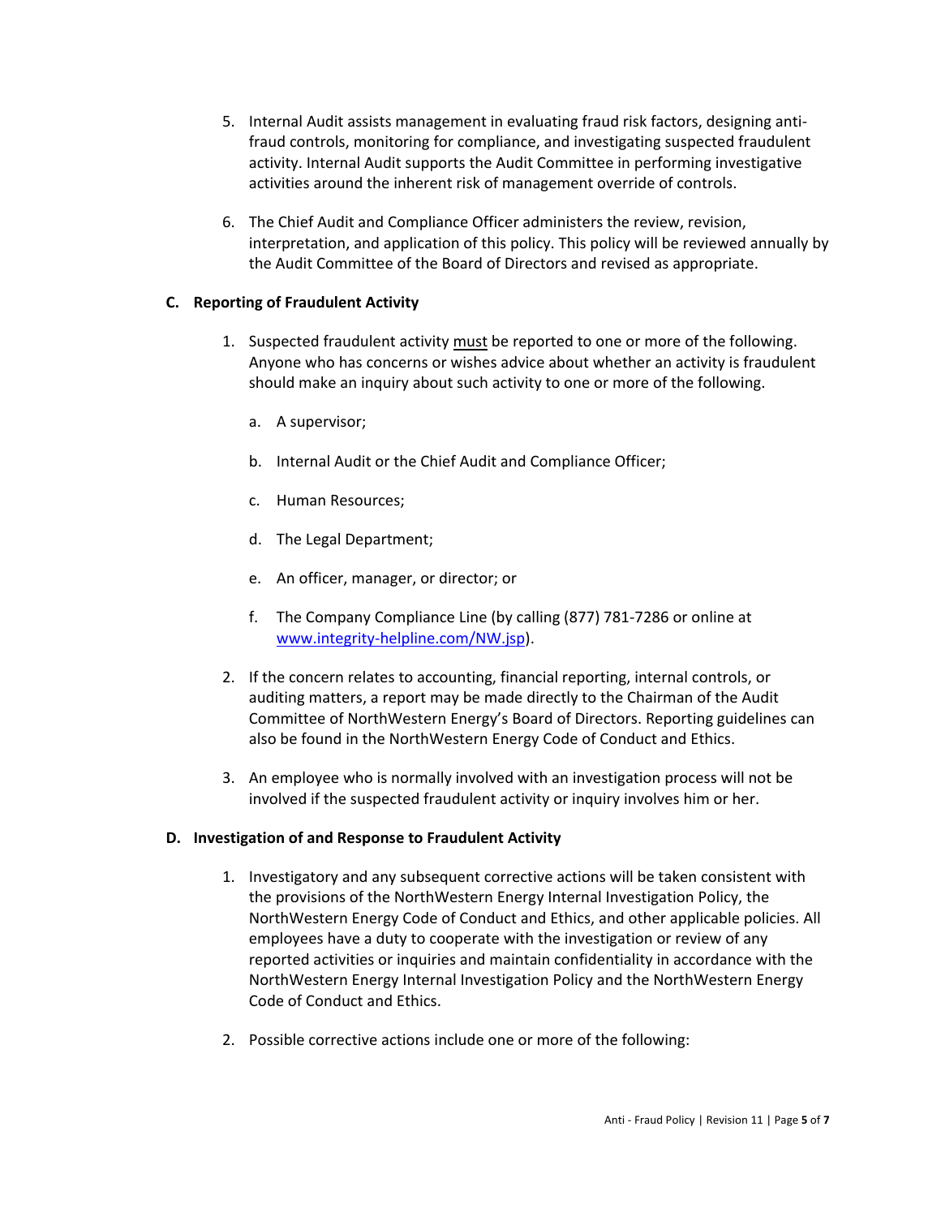5. Internal Audit assists management in evaluating fraud risk factors, designing anti-fraud controls, monitoring for compliance, and investigating suspected fraudulent activity. Internal Audit supports the Audit Committee in performing investigative activities around the inherent risk of management override of controls.

6. The Chief Audit and Compliance Officer administers the review, revision, interpretation, and application of this policy. This policy will be reviewed annually by the Audit Committee of the Board of Directors and revised as appropriate.

### C. Reporting of Fraudulent Activity

1. Suspected fraudulent activity <u>must</u> be reported to one or more of the following. Anyone who has concerns or wishes advice about whether an activity is fraudulent should make an inquiry about such activity to one or more of the following.

   a. A supervisor;

   b. Internal Audit or the Chief Audit and Compliance Officer;

   c. Human Resources;

   d. The Legal Department;

   e. An officer, manager, or director; or

   f. The Company Compliance Line (by calling (877) 781-7286 or online at [www.integrity-helpline.com/NW.jsp](www.integrity-helpline.com/NW.jsp)).

2. If the concern relates to accounting, financial reporting, internal controls, or auditing matters, a report may be made directly to the Chairman of the Audit Committee of NorthWestern Energy's Board of Directors. Reporting guidelines can also be found in the NorthWestern Energy Code of Conduct and Ethics.

3. An employee who is normally involved with an investigation process will not be involved if the suspected fraudulent activity or inquiry involves him or her.

### D. Investigation of and Response to Fraudulent Activity

1. Investigatory and any subsequent corrective actions will be taken consistent with the provisions of the NorthWestern Energy Internal Investigation Policy, the NorthWestern Energy Code of Conduct and Ethics, and other applicable policies. All employees have a duty to cooperate with the investigation or review of any reported activities or inquiries and maintain confidentiality in accordance with the NorthWestern Energy Internal Investigation Policy and the NorthWestern Energy Code of Conduct and Ethics.

2. Possible corrective actions include one or more of the following: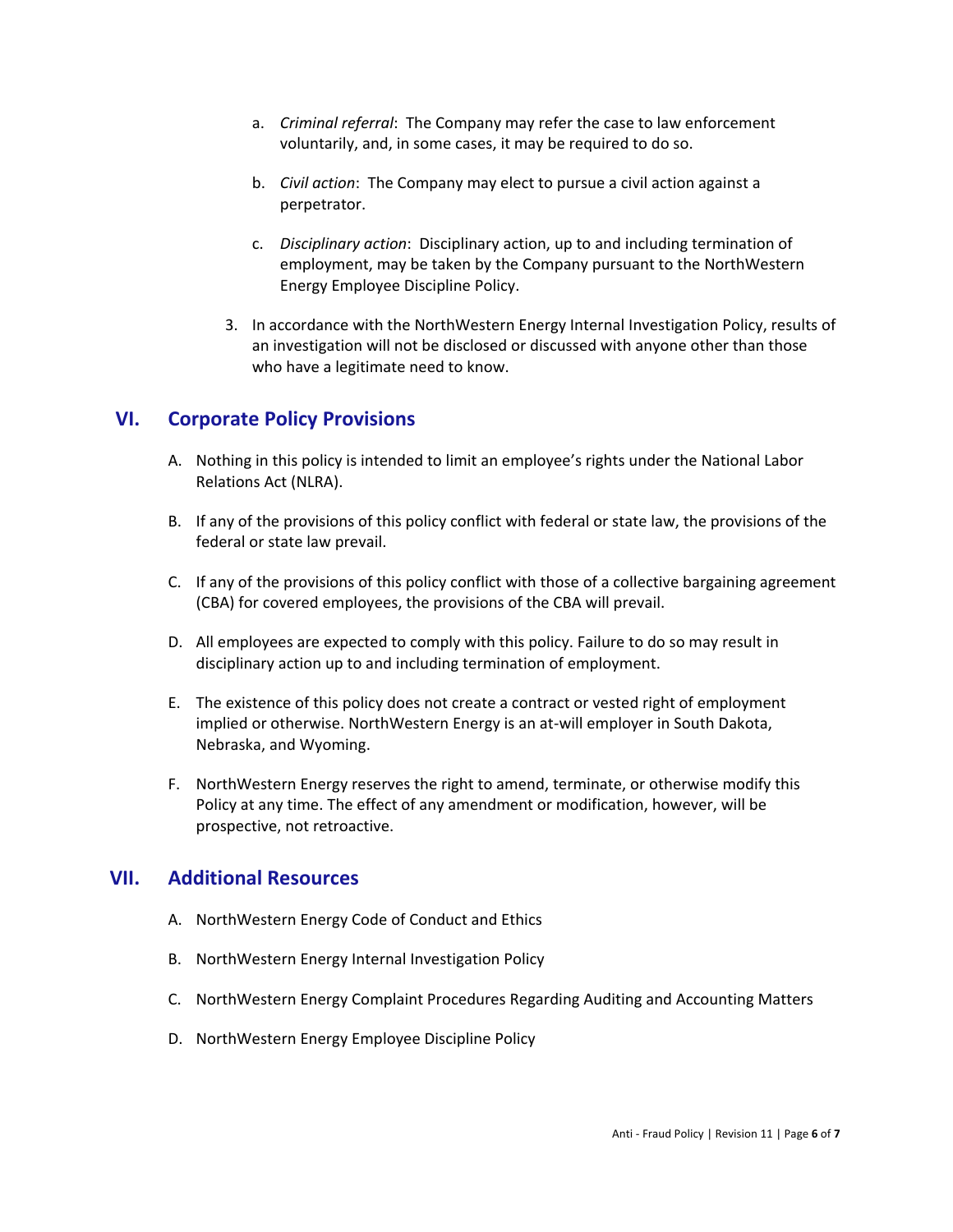a. *Criminal referral*: The Company may refer the case to law enforcement voluntarily, and, in some cases, it may be required to do so.

b. *Civil action*: The Company may elect to pursue a civil action against a perpetrator.

c. *Disciplinary action*: Disciplinary action, up to and including termination of employment, may be taken by the Company pursuant to the NorthWestern Energy Employee Discipline Policy.

3. In accordance with the NorthWestern Energy Internal Investigation Policy, results of an investigation will not be disclosed or discussed with anyone other than those who have a legitimate need to know.

## VI. Corporate Policy Provisions

A. Nothing in this policy is intended to limit an employee's rights under the National Labor Relations Act (NLRA).

B. If any of the provisions of this policy conflict with federal or state law, the provisions of the federal or state law prevail.

C. If any of the provisions of this policy conflict with those of a collective bargaining agreement (CBA) for covered employees, the provisions of the CBA will prevail.

D. All employees are expected to comply with this policy. Failure to do so may result in disciplinary action up to and including termination of employment.

E. The existence of this policy does not create a contract or vested right of employment implied or otherwise. NorthWestern Energy is an at-will employer in South Dakota, Nebraska, and Wyoming.

F. NorthWestern Energy reserves the right to amend, terminate, or otherwise modify this Policy at any time. The effect of any amendment or modification, however, will be prospective, not retroactive.

## VII. Additional Resources

A. NorthWestern Energy Code of Conduct and Ethics

B. NorthWestern Energy Internal Investigation Policy

C. NorthWestern Energy Complaint Procedures Regarding Auditing and Accounting Matters

D. NorthWestern Energy Employee Discipline Policy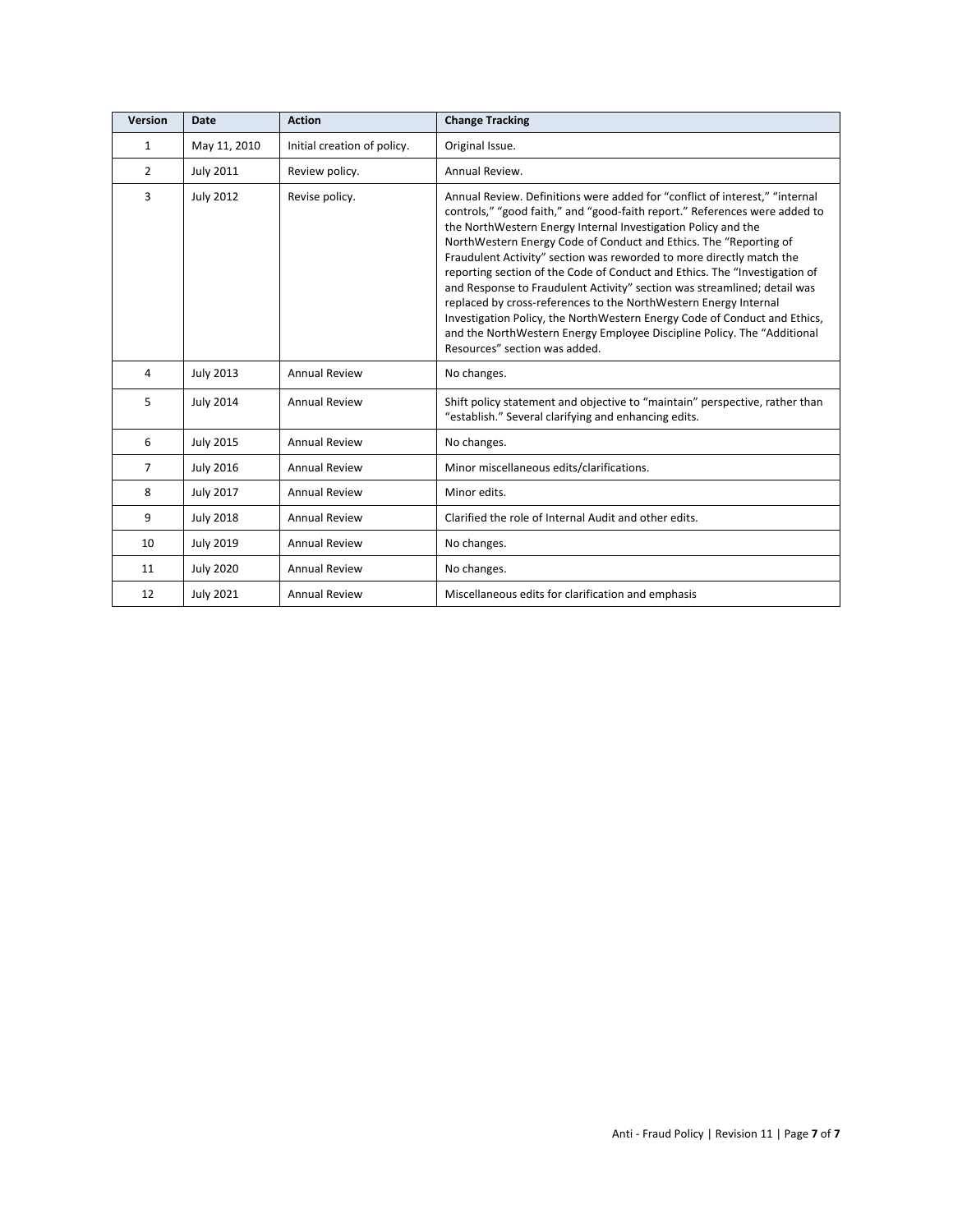| Version | Date | Action | Change Tracking |
| --- | --- | --- | --- |
| 1 | May 11, 2010 | Initial creation of policy. | Original Issue. |
| 2 | July 2011 | Review policy. | Annual Review. |
| 3 | July 2012 | Revise policy. | Annual Review. Definitions were added for “conflict of interest,” “internal controls,” “good faith,” and “good-faith report.” References were added to the NorthWestern Energy Internal Investigation Policy and the NorthWestern Energy Code of Conduct and Ethics. The “Reporting of Fraudulent Activity” section was reworded to more directly match the reporting section of the Code of Conduct and Ethics. The “Investigation of and Response to Fraudulent Activity” section was streamlined; detail was replaced by cross-references to the NorthWestern Energy Internal Investigation Policy, the NorthWestern Energy Code of Conduct and Ethics, and the NorthWestern Energy Employee Discipline Policy. The “Additional Resources” section was added. |
| 4 | July 2013 | Annual Review | No changes. |
| 5 | July 2014 | Annual Review | Shift policy statement and objective to “maintain” perspective, rather than “establish.” Several clarifying and enhancing edits. |
| 6 | July 2015 | Annual Review | No changes. |
| 7 | July 2016 | Annual Review | Minor miscellaneous edits/clarifications. |
| 8 | July 2017 | Annual Review | Minor edits. |
| 9 | July 2018 | Annual Review | Clarified the role of Internal Audit and other edits. |
| 10 | July 2019 | Annual Review | No changes. |
| 11 | July 2020 | Annual Review | No changes. |
| 12 | July 2021 | Annual Review | Miscellaneous edits for clarification and emphasis |